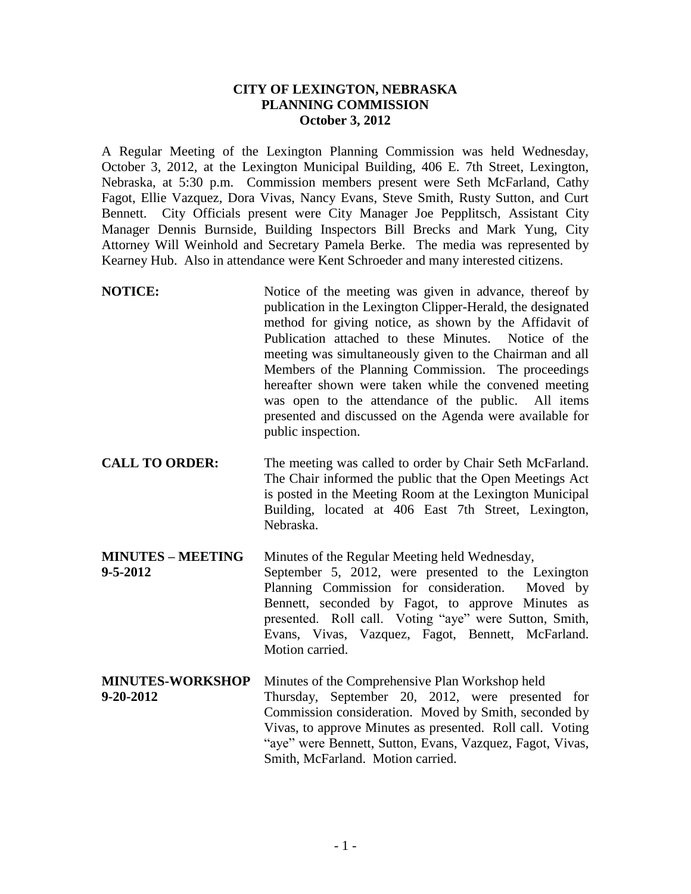**CITY OF LEXINGTON, NEBRASKA**
**PLANNING COMMISSION**
**October 3, 2012**

A Regular Meeting of the Lexington Planning Commission was held Wednesday, October 3, 2012, at the Lexington Municipal Building, 406 E. 7th Street, Lexington, Nebraska, at 5:30 p.m. Commission members present were Seth McFarland, Cathy Fagot, Ellie Vazquez, Dora Vivas, Nancy Evans, Steve Smith, Rusty Sutton, and Curt Bennett. City Officials present were City Manager Joe Pepplitsch, Assistant City Manager Dennis Burnside, Building Inspectors Bill Brecks and Mark Yung, City Attorney Will Weinhold and Secretary Pamela Berke. The media was represented by Kearney Hub. Also in attendance were Kent Schroeder and many interested citizens.

**NOTICE:** Notice of the meeting was given in advance, thereof by publication in the Lexington Clipper-Herald, the designated method for giving notice, as shown by the Affidavit of Publication attached to these Minutes. Notice of the meeting was simultaneously given to the Chairman and all Members of the Planning Commission. The proceedings hereafter shown were taken while the convened meeting was open to the attendance of the public. All items presented and discussed on the Agenda were available for public inspection.

**CALL TO ORDER:** The meeting was called to order by Chair Seth McFarland. The Chair informed the public that the Open Meetings Act is posted in the Meeting Room at the Lexington Municipal Building, located at 406 East 7th Street, Lexington, Nebraska.

**MINUTES – MEETING 9-5-2012** Minutes of the Regular Meeting held Wednesday, September 5, 2012, were presented to the Lexington Planning Commission for consideration. Moved by Bennett, seconded by Fagot, to approve Minutes as presented. Roll call. Voting "aye" were Sutton, Smith, Evans, Vivas, Vazquez, Fagot, Bennett, McFarland. Motion carried.

**MINUTES-WORKSHOP 9-20-2012** Minutes of the Comprehensive Plan Workshop held Thursday, September 20, 2012, were presented for Commission consideration. Moved by Smith, seconded by Vivas, to approve Minutes as presented. Roll call. Voting "aye" were Bennett, Sutton, Evans, Vazquez, Fagot, Vivas, Smith, McFarland. Motion carried.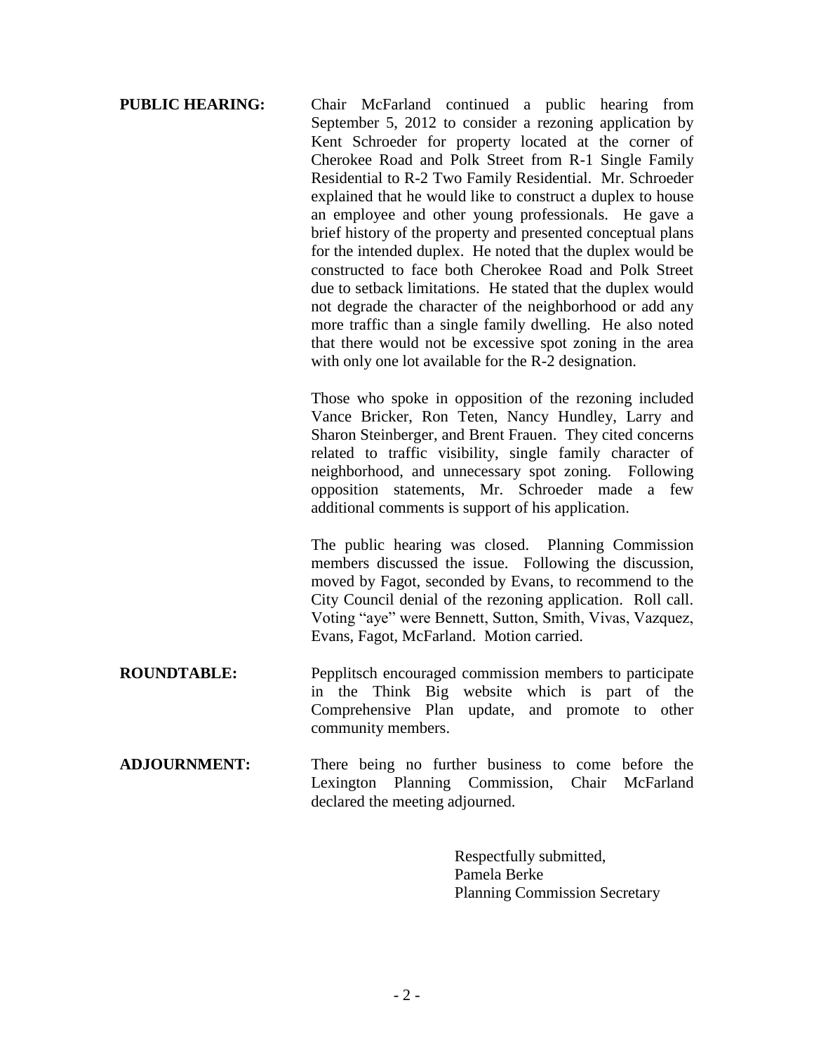**PUBLIC HEARING:** Chair McFarland continued a public hearing from September 5, 2012 to consider a rezoning application by Kent Schroeder for property located at the corner of Cherokee Road and Polk Street from R-1 Single Family Residential to R-2 Two Family Residential. Mr. Schroeder explained that he would like to construct a duplex to house an employee and other young professionals. He gave a brief history of the property and presented conceptual plans for the intended duplex. He noted that the duplex would be constructed to face both Cherokee Road and Polk Street due to setback limitations. He stated that the duplex would not degrade the character of the neighborhood or add any more traffic than a single family dwelling. He also noted that there would not be excessive spot zoning in the area with only one lot available for the R-2 designation.

Those who spoke in opposition of the rezoning included Vance Bricker, Ron Teten, Nancy Hundley, Larry and Sharon Steinberger, and Brent Frauen. They cited concerns related to traffic visibility, single family character of neighborhood, and unnecessary spot zoning. Following opposition statements, Mr. Schroeder made a few additional comments is support of his application.

The public hearing was closed. Planning Commission members discussed the issue. Following the discussion, moved by Fagot, seconded by Evans, to recommend to the City Council denial of the rezoning application. Roll call. Voting "aye" were Bennett, Sutton, Smith, Vivas, Vazquez, Evans, Fagot, McFarland. Motion carried.

**ROUNDTABLE:** Pepplitsch encouraged commission members to participate in the Think Big website which is part of the Comprehensive Plan update, and promote to other community members.

**ADJOURNMENT:** There being no further business to come before the Lexington Planning Commission, Chair McFarland declared the meeting adjourned.

Respectfully submitted,
Pamela Berke
Planning Commission Secretary